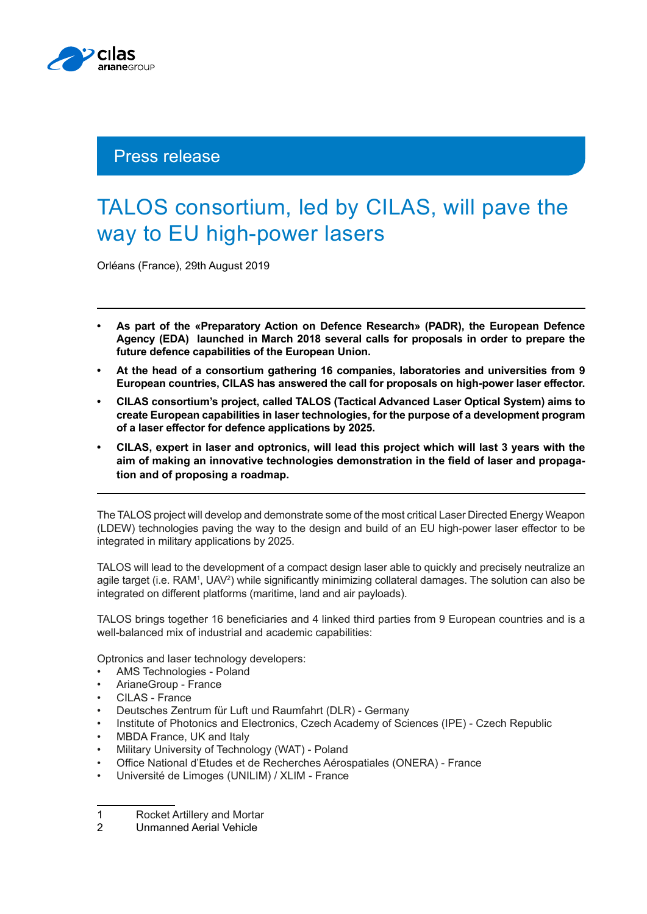Press release

# TALOS consortium, led by CILAS, will pave the way to EU high-power lasers

Orléans (France), 29th August 2019

---

- **As part of the «Preparatory Action on Defence Research» (PADR), the European Defence Agency (EDA) launched in March 2018 several calls for proposals in order to prepare the future defence capabilities of the European Union.**
- **At the head of a consortium gathering 16 companies, laboratories and universities from 9 European countries, CILAS has answered the call for proposals on high-power laser effector.**
- **CILAS consortium's project, called TALOS (Tactical Advanced Laser Optical System) aims to create European capabilities in laser technologies, for the purpose of a development program of a laser effector for defence applications by 2025.**
- **CILAS, expert in laser and optronics, will lead this project which will last 3 years with the aim of making an innovative technologies demonstration in the field of laser and propagation and of proposing a roadmap.**

---

The TALOS project will develop and demonstrate some of the most critical Laser Directed Energy Weapon (LDEW) technologies paving the way to the design and build of an EU high-power laser effector to be integrated in military applications by 2025.

TALOS will lead to the development of a compact design laser able to quickly and precisely neutralize an agile target (i.e. RAM[1], UAV[2]) while significantly minimizing collateral damages. The solution can also be integrated on different platforms (maritime, land and air payloads).

TALOS brings together 16 beneficiaries and 4 linked third parties from 9 European countries and is a well-balanced mix of industrial and academic capabilities:

Optronics and laser technology developers:
- AMS Technologies - Poland
- ArianeGroup - France
- CILAS - France
- Deutsches Zentrum für Luft und Raumfahrt (DLR) - Germany
- Institute of Photonics and Electronics, Czech Academy of Sciences (IPE) - Czech Republic
- MBDA France, UK and Italy
- Military University of Technology (WAT) - Poland
- Office National d'Etudes et de Recherches Aérospatiales (ONERA) - France
- Université de Limoges (UNILIM) / XLIM - France

---

1 Rocket Artillery and Mortar
2 Unmanned Aerial Vehicle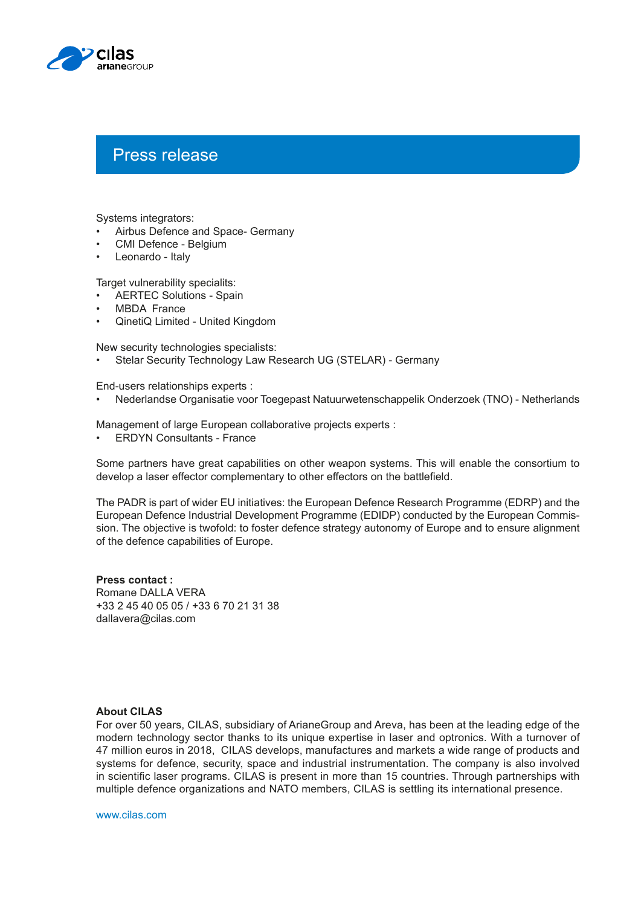## Press release

Systems integrators:

- Airbus Defence and Space- Germany
- CMI Defence - Belgium
- Leonardo - Italy

Target vulnerability specialits:

- AERTEC Solutions - Spain
- MBDA  France
- QinetiQ Limited - United Kingdom

New security technologies specialists:

- Stelar Security Technology Law Research UG (STELAR) - Germany

End-users relationships experts :

- Nederlandse Organisatie voor Toegepast Natuurwetenschappelik Onderzoek (TNO) - Netherlands

Management of large European collaborative projects experts :

- ERDYN Consultants - France

Some partners have great capabilities on other weapon systems. This will enable the consortium to develop a laser effector complementary to other effectors on the battlefield.

The PADR is part of wider EU initiatives: the European Defence Research Programme (EDRP) and the European Defence Industrial Development Programme (EDIDP) conducted by the European Commission. The objective is twofold: to foster defence strategy autonomy of Europe and to ensure alignment of the defence capabilities of Europe.

**Press contact :**
Romane DALLA VERA
+33 2 45 40 05 05 / +33 6 70 21 31 38
dallavera@cilas.com

**About CILAS**
For over 50 years, CILAS, subsidiary of ArianeGroup and Areva, has been at the leading edge of the modern technology sector thanks to its unique expertise in laser and optronics. With a turnover of 47 million euros in 2018, CILAS develops, manufactures and markets a wide range of products and systems for defence, security, space and industrial instrumentation. The company is also involved in scientific laser programs. CILAS is present in more than 15 countries. Through partnerships with multiple defence organizations and NATO members, CILAS is settling its international presence.

www.cilas.com